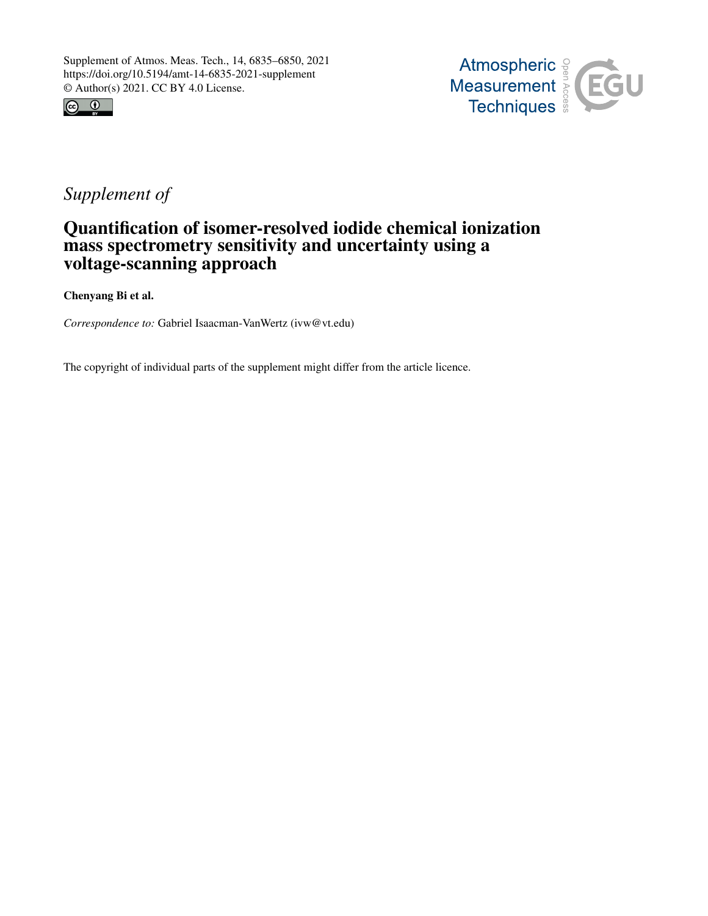Supplement of Atmos. Meas. Tech., 14, 6835–6850, 2021
https://doi.org/10.5194/amt-14-6835-2021-supplement
© Author(s) 2021. CC BY 4.0 License.

*Supplement of*

# Quantification of isomer-resolved iodide chemical ionization mass spectrometry sensitivity and uncertainty using a voltage-scanning approach

**Chenyang Bi et al.**

*Correspondence to:* Gabriel Isaacman-VanWertz (ivw@vt.edu)

The copyright of individual parts of the supplement might differ from the article licence.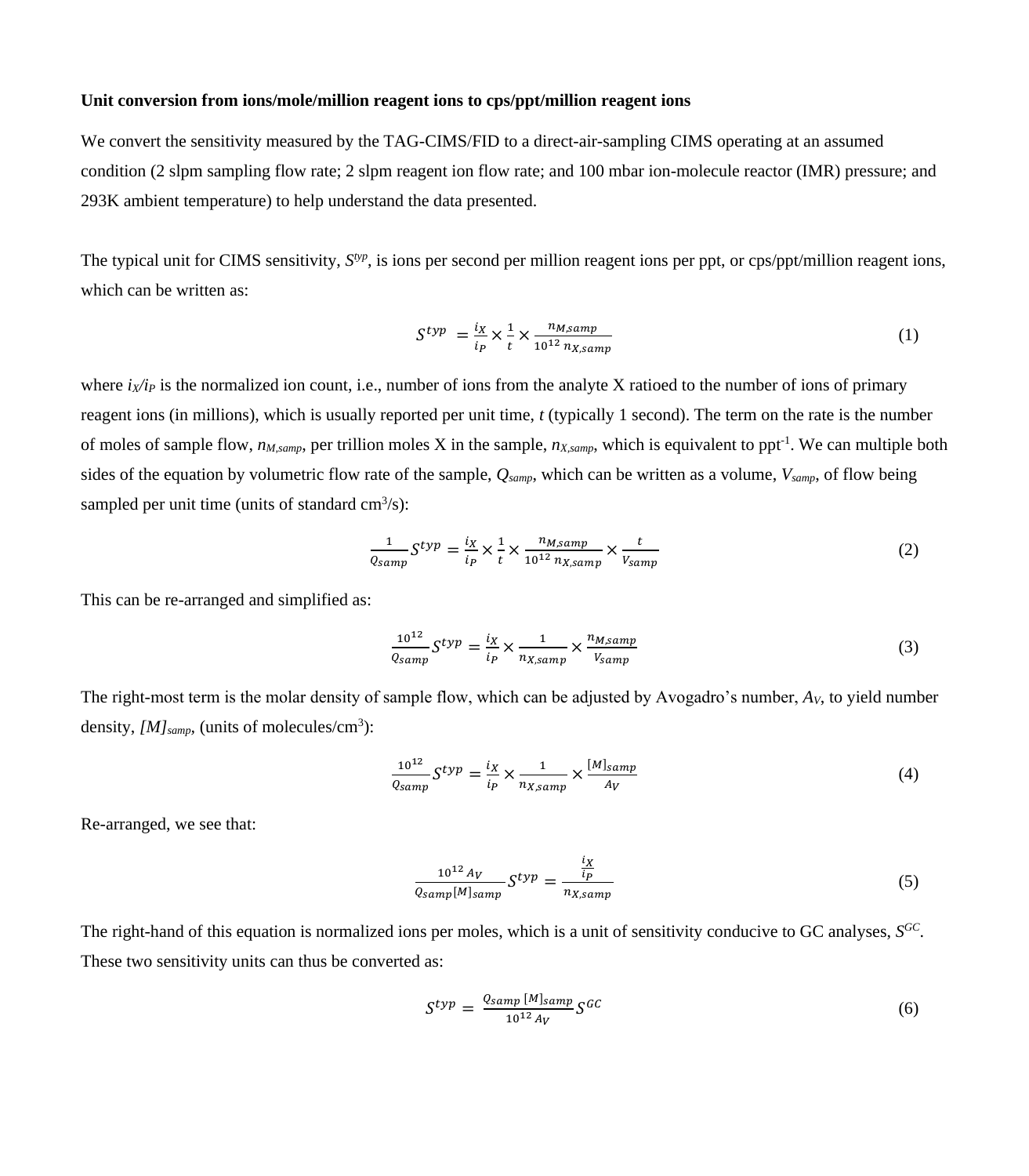**Unit conversion from ions/mole/million reagent ions to cps/ppt/million reagent ions**

We convert the sensitivity measured by the TAG-CIMS/FID to a direct-air-sampling CIMS operating at an assumed condition (2 slpm sampling flow rate; 2 slpm reagent ion flow rate; and 100 mbar ion-molecule reactor (IMR) pressure; and 293K ambient temperature) to help understand the data presented.

The typical unit for CIMS sensitivity, $S^{typ}$, is ions per second per million reagent ions per ppt, or cps/ppt/million reagent ions, which can be written as:

$$S^{typ} = \frac{i_X}{i_P} \times \frac{1}{t} \times \frac{n_{M,samp}}{10^{12}\, n_{X,samp}} \tag{1}$$

where $i_X/i_P$ is the normalized ion count, i.e., number of ions from the analyte X ratioed to the number of ions of primary reagent ions (in millions), which is usually reported per unit time, $t$ (typically 1 second). The term on the rate is the number of moles of sample flow, $n_{M,samp}$, per trillion moles X in the sample, $n_{X,samp}$, which is equivalent to ppt$^{-1}$. We can multiple both sides of the equation by volumetric flow rate of the sample, $Q_{samp}$, which can be written as a volume, $V_{samp}$, of flow being sampled per unit time (units of standard cm$^3$/s):

$$\frac{1}{Q_{samp}} S^{typ} = \frac{i_X}{i_P} \times \frac{1}{t} \times \frac{n_{M,samp}}{10^{12}\, n_{X,samp}} \times \frac{t}{V_{samp}} \tag{2}$$

This can be re-arranged and simplified as:

$$\frac{10^{12}}{Q_{samp}} S^{typ} = \frac{i_X}{i_P} \times \frac{1}{n_{X,samp}} \times \frac{n_{M,samp}}{V_{samp}} \tag{3}$$

The right-most term is the molar density of sample flow, which can be adjusted by Avogadro's number, $A_V$, to yield number density, $[M]_{samp}$, (units of molecules/cm$^3$):

$$\frac{10^{12}}{Q_{samp}} S^{typ} = \frac{i_X}{i_P} \times \frac{1}{n_{X,samp}} \times \frac{[M]_{samp}}{A_V} \tag{4}$$

Re-arranged, we see that:

$$\frac{10^{12}\, A_V}{Q_{samp}[M]_{samp}} S^{typ} = \frac{\frac{i_X}{i_P}}{n_{X,samp}} \tag{5}$$

The right-hand of this equation is normalized ions per moles, which is a unit of sensitivity conducive to GC analyses, $S^{GC}$. These two sensitivity units can thus be converted as:

$$S^{typ} = \frac{Q_{samp}\, [M]_{samp}}{10^{12}\, A_V} S^{GC} \tag{6}$$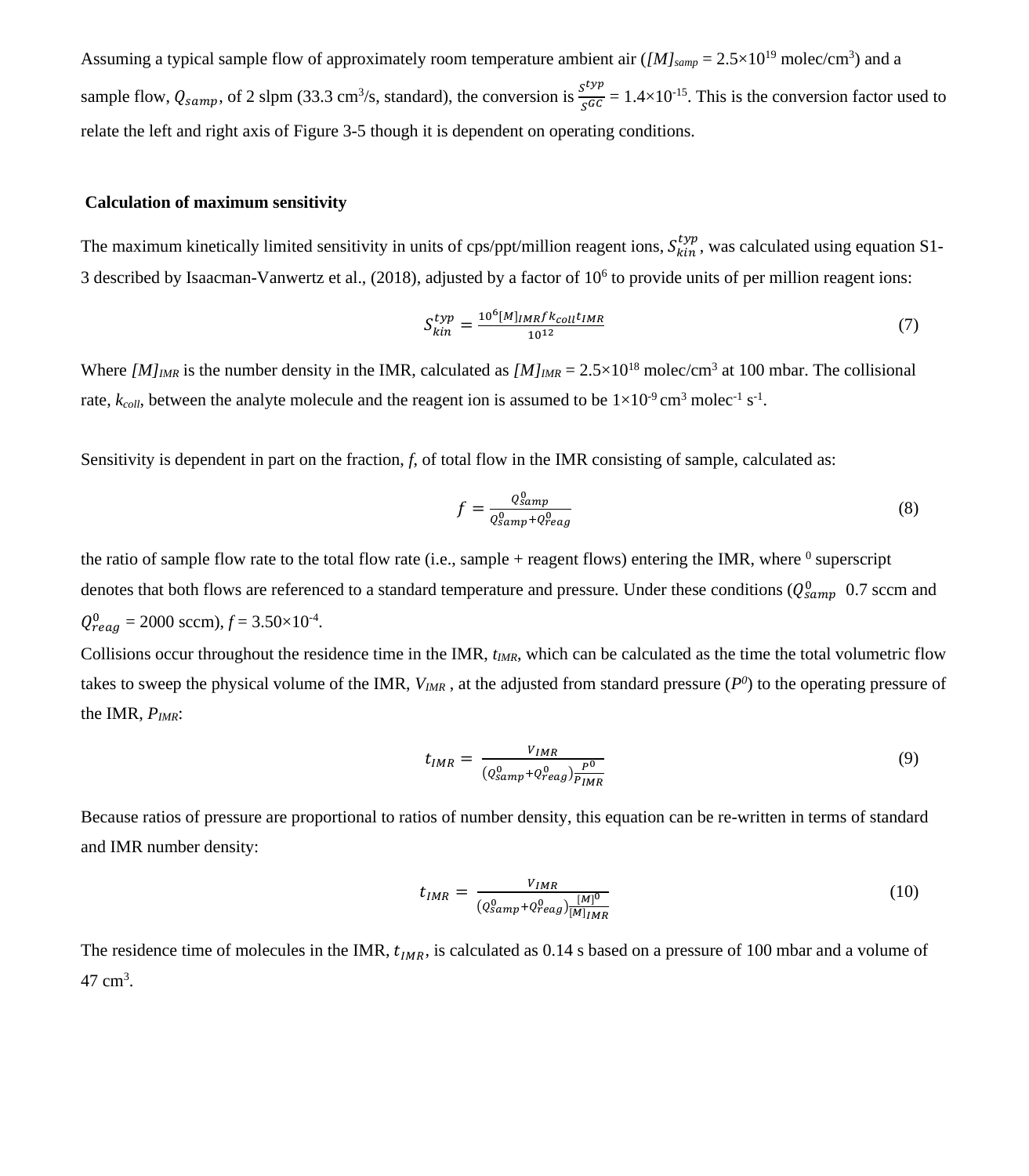Assuming a typical sample flow of approximately room temperature ambient air ($[M]_{samp}$ = 2.5×10$^{19}$ molec/cm$^3$) and a sample flow, $Q_{samp}$, of 2 slpm (33.3 cm$^3$/s, standard), the conversion is $\frac{S^{typ}}{S^{GC}}$ = 1.4×10$^{-15}$. This is the conversion factor used to relate the left and right axis of Figure 3-5 though it is dependent on operating conditions.

**Calculation of maximum sensitivity**

The maximum kinetically limited sensitivity in units of cps/ppt/million reagent ions, $S_{kin}^{typ}$, was calculated using equation S1-3 described by Isaacman-Vanwertz et al., (2018), adjusted by a factor of 10$^6$ to provide units of per million reagent ions:

$$S_{kin}^{typ} = \frac{10^6 [M]_{IMR} f k_{coll} t_{IMR}}{10^{12}} \tag{7}$$

Where $[M]_{IMR}$ is the number density in the IMR, calculated as $[M]_{IMR}$ = 2.5×10$^{18}$ molec/cm$^3$ at 100 mbar. The collisional rate, $k_{coll}$, between the analyte molecule and the reagent ion is assumed to be 1×10$^{-9}$ cm$^3$ molec$^{-1}$ s$^{-1}$.

Sensitivity is dependent in part on the fraction, $f$, of total flow in the IMR consisting of sample, calculated as:

$$f = \frac{Q_{samp}^0}{Q_{samp}^0 + Q_{reag}^0} \tag{8}$$

the ratio of sample flow rate to the total flow rate (i.e., sample + reagent flows) entering the IMR, where $^0$ superscript denotes that both flows are referenced to a standard temperature and pressure. Under these conditions ($Q_{samp}^0$ 0.7 sccm and $Q_{reag}^0$ = 2000 sccm), $f$ = 3.50×10$^{-4}$.

Collisions occur throughout the residence time in the IMR, $t_{IMR}$, which can be calculated as the time the total volumetric flow takes to sweep the physical volume of the IMR, $V_{IMR}$ , at the adjusted from standard pressure ($P^0$) to the operating pressure of the IMR, $P_{IMR}$:

$$t_{IMR} = \frac{V_{IMR}}{(Q_{samp}^0 + Q_{reag}^0)\frac{P^0}{P_{IMR}}} \tag{9}$$

Because ratios of pressure are proportional to ratios of number density, this equation can be re-written in terms of standard and IMR number density:

$$t_{IMR} = \frac{V_{IMR}}{(Q_{samp}^0 + Q_{reag}^0)\frac{[M]^0}{[M]_{IMR}}} \tag{10}$$

The residence time of molecules in the IMR, $t_{IMR}$, is calculated as 0.14 s based on a pressure of 100 mbar and a volume of 47 cm$^3$.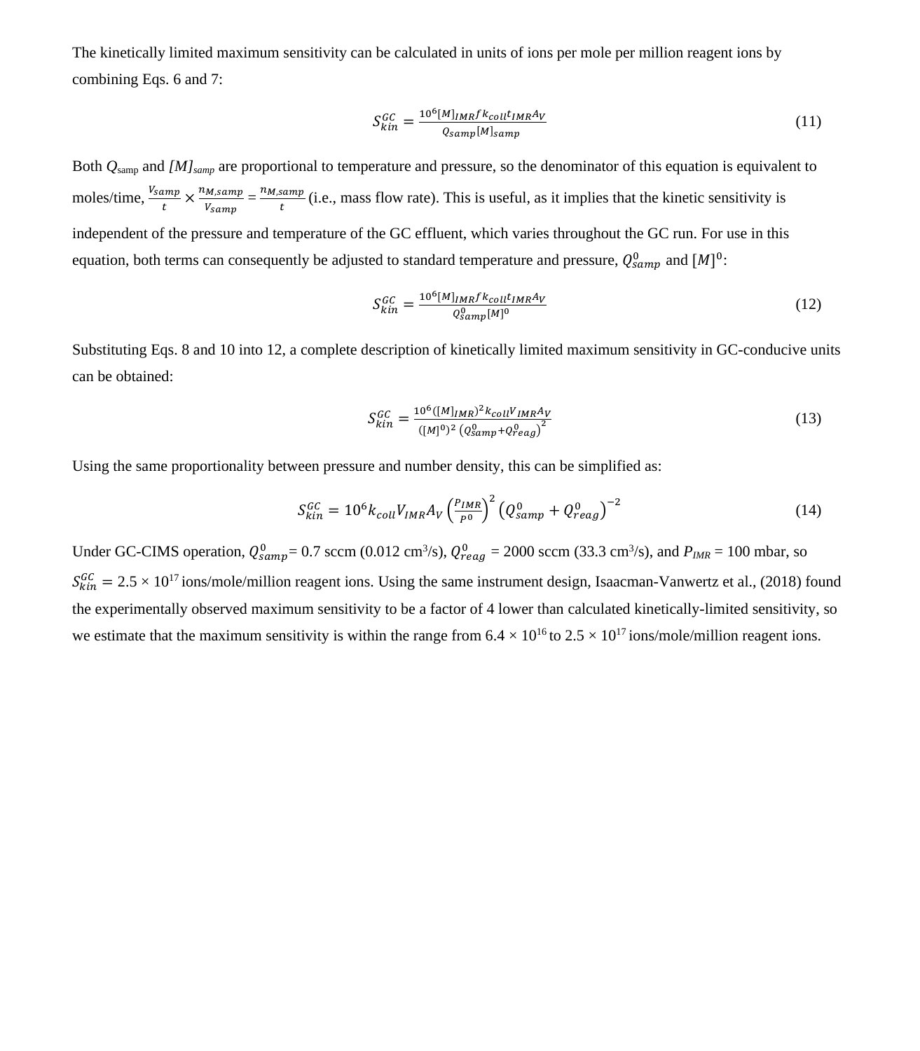The kinetically limited maximum sensitivity can be calculated in units of ions per mole per million reagent ions by combining Eqs. 6 and 7:

$$S_{kin}^{GC} = \frac{10^6 [M]_{IMR} f k_{coll} t_{IMR} A_V}{Q_{samp} [M]_{samp}} \tag{11}$$

Both $Q_{samp}$ and $[M]_{samp}$ are proportional to temperature and pressure, so the denominator of this equation is equivalent to moles/time, $\frac{V_{samp}}{t} \times \frac{n_{M,samp}}{V_{samp}} = \frac{n_{M,samp}}{t}$ (i.e., mass flow rate). This is useful, as it implies that the kinetic sensitivity is independent of the pressure and temperature of the GC effluent, which varies throughout the GC run. For use in this equation, both terms can consequently be adjusted to standard temperature and pressure, $Q_{samp}^0$ and $[M]^0$:

$$S_{kin}^{GC} = \frac{10^6 [M]_{IMR} f k_{coll} t_{IMR} A_V}{Q_{samp}^0 [M]^0} \tag{12}$$

Substituting Eqs. 8 and 10 into 12, a complete description of kinetically limited maximum sensitivity in GC-conducive units can be obtained:

$$S_{kin}^{GC} = \frac{10^6 ([M]_{IMR})^2 k_{coll} V_{IMR} A_V}{([M]^0)^2 \left(Q_{samp}^0 + Q_{reag}^0\right)^2} \tag{13}$$

Using the same proportionality between pressure and number density, this can be simplified as:

$$S_{kin}^{GC} = 10^6 k_{coll} V_{IMR} A_V \left(\frac{P_{IMR}}{P^0}\right)^2 \left(Q_{samp}^0 + Q_{reag}^0\right)^{-2} \tag{14}$$

Under GC-CIMS operation, $Q_{samp}^0$= 0.7 sccm (0.012 cm$^3$/s), $Q_{reag}^0$ = 2000 sccm (33.3 cm$^3$/s), and $P_{IMR}$ = 100 mbar, so $S_{kin}^{GC} = 2.5 \times 10^{17}$ ions/mole/million reagent ions. Using the same instrument design, Isaacman-Vanwertz et al., (2018) found the experimentally observed maximum sensitivity to be a factor of 4 lower than calculated kinetically-limited sensitivity, so we estimate that the maximum sensitivity is within the range from $6.4 \times 10^{16}$ to $2.5 \times 10^{17}$ ions/mole/million reagent ions.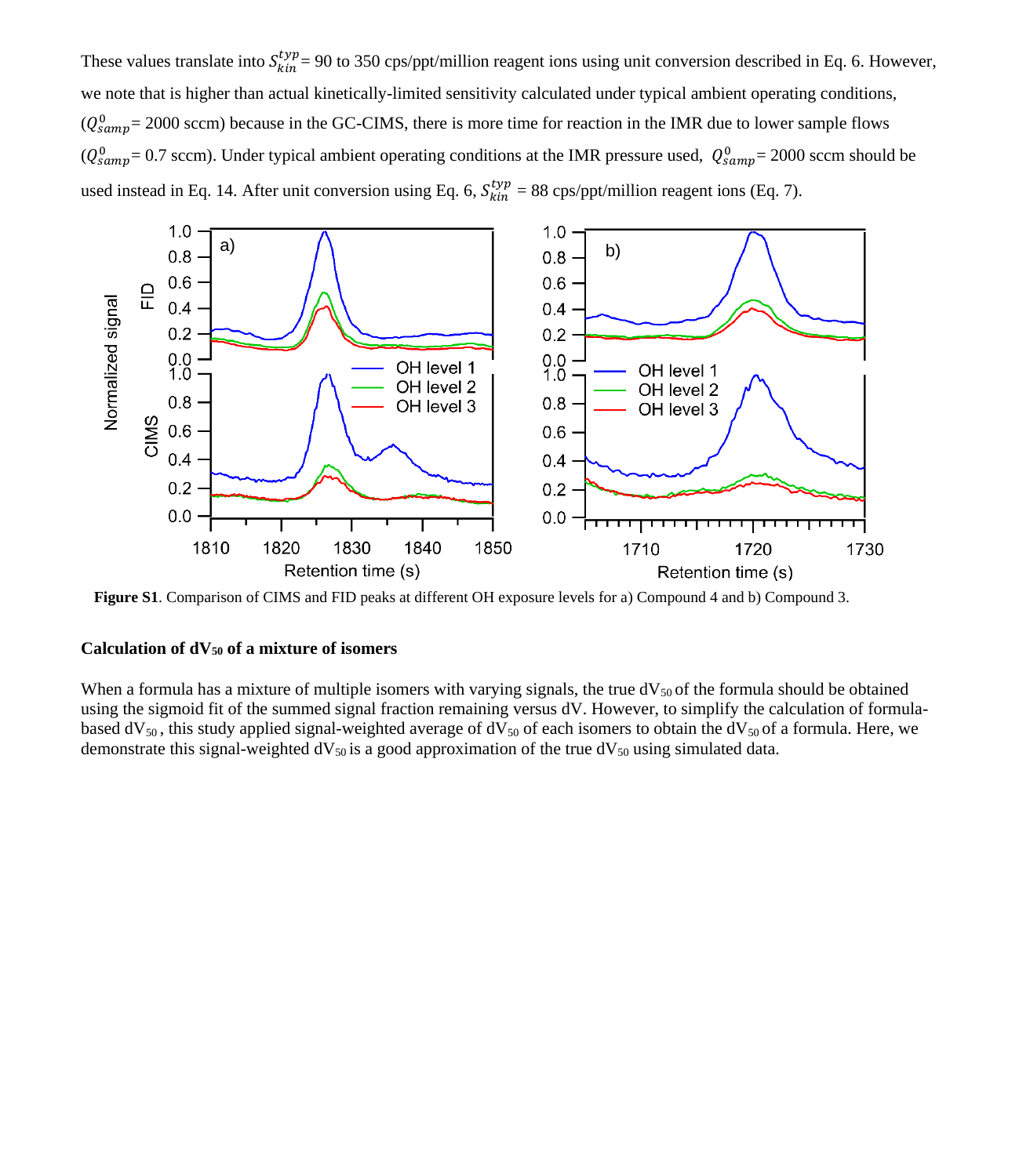These values translate into $S_{kin}^{typ}$ = 90 to 350 cps/ppt/million reagent ions using unit conversion described in Eq. 6. However, we note that is higher than actual kinetically-limited sensitivity calculated under typical ambient operating conditions, ($Q_{samp}^{0}$ = 2000 sccm) because in the GC-CIMS, there is more time for reaction in the IMR due to lower sample flows ($Q_{samp}^{0}$ = 0.7 sccm). Under typical ambient operating conditions at the IMR pressure used, $Q_{samp}^{0}$ = 2000 sccm should be used instead in Eq. 14. After unit conversion using Eq. 6, $S_{kin}^{typ}$ = 88 cps/ppt/million reagent ions (Eq. 7).

**Figure S1**. Comparison of CIMS and FID peaks at different OH exposure levels for a) Compound 4 and b) Compound 3.

### Calculation of $dV_{50}$ of a mixture of isomers

When a formula has a mixture of multiple isomers with varying signals, the true $dV_{50}$ of the formula should be obtained using the sigmoid fit of the summed signal fraction remaining versus dV. However, to simplify the calculation of formula-based $dV_{50}$, this study applied signal-weighted average of $dV_{50}$ of each isomers to obtain the $dV_{50}$ of a formula. Here, we demonstrate this signal-weighted $dV_{50}$ is a good approximation of the true $dV_{50}$ using simulated data.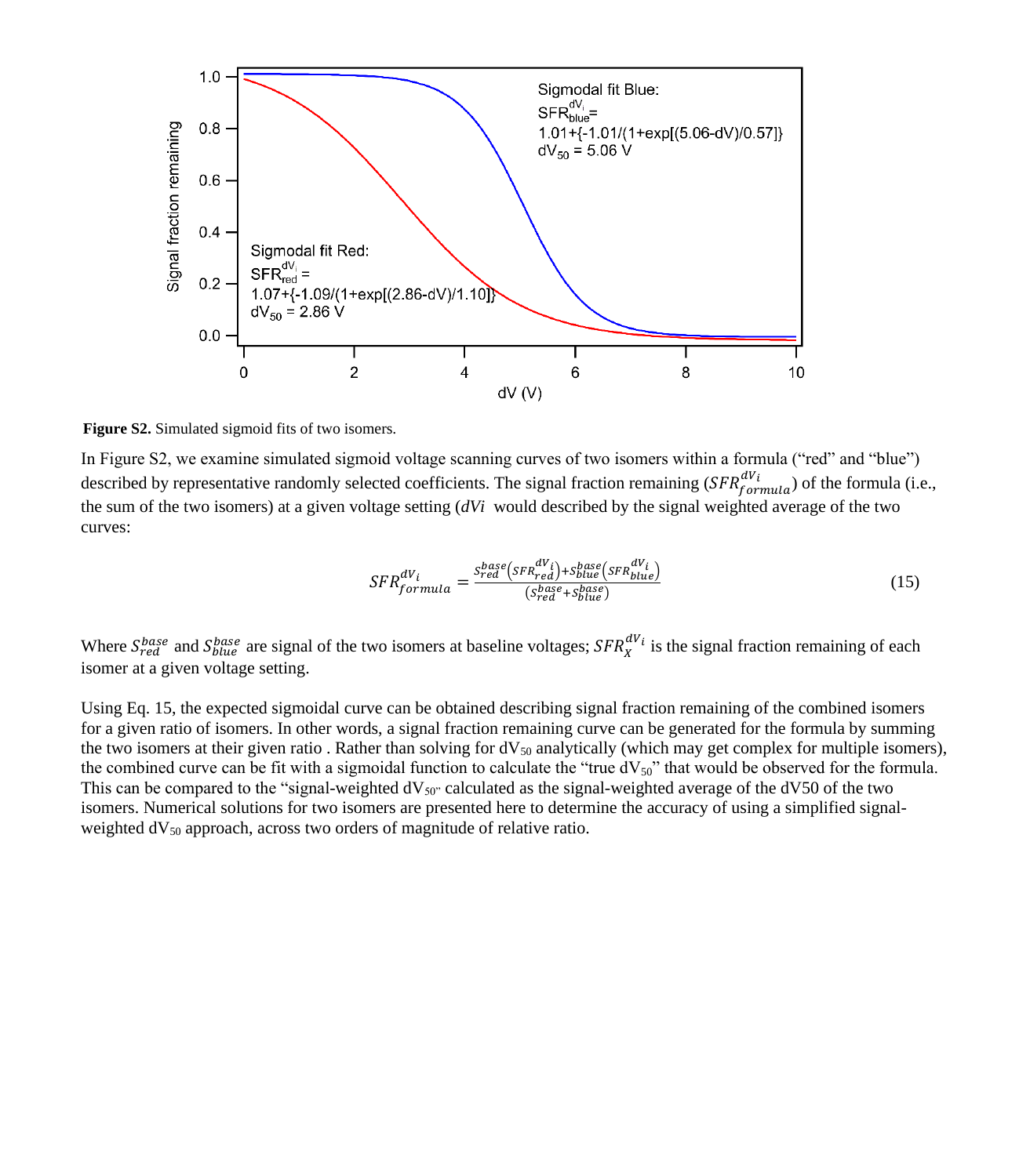**Figure S2.** Simulated sigmoid fits of two isomers.

In Figure S2, we examine simulated sigmoid voltage scanning curves of two isomers within a formula ("red" and "blue") described by representative randomly selected coefficients. The signal fraction remaining ($SFR_{formula}^{dV_i}$) of the formula (i.e., the sum of the two isomers) at a given voltage setting ($dVi$ would described by the signal weighted average of the two curves:

$$SFR_{formula}^{dV_i} = \frac{S_{red}^{base}\left(SFR_{red}^{dV_i}\right)+S_{blue}^{base}\left(SFR_{blue}^{dV_i}\right)}{\left(S_{red}^{base}+S_{blue}^{base}\right)} \tag{15}$$

Where $S_{red}^{base}$ and $S_{blue}^{base}$ are signal of the two isomers at baseline voltages; $SFR_{X}^{dV_i}$ is the signal fraction remaining of each isomer at a given voltage setting.

Using Eq. 15, the expected sigmoidal curve can be obtained describing signal fraction remaining of the combined isomers for a given ratio of isomers. In other words, a signal fraction remaining curve can be generated for the formula by summing the two isomers at their given ratio . Rather than solving for $dV_{50}$ analytically (which may get complex for multiple isomers), the combined curve can be fit with a sigmoidal function to calculate the "true $dV_{50}$" that would be observed for the formula. This can be compared to the "signal-weighted $dV_{50}$" calculated as the signal-weighted average of the dV50 of the two isomers. Numerical solutions for two isomers are presented here to determine the accuracy of using a simplified signal-weighted $dV_{50}$ approach, across two orders of magnitude of relative ratio.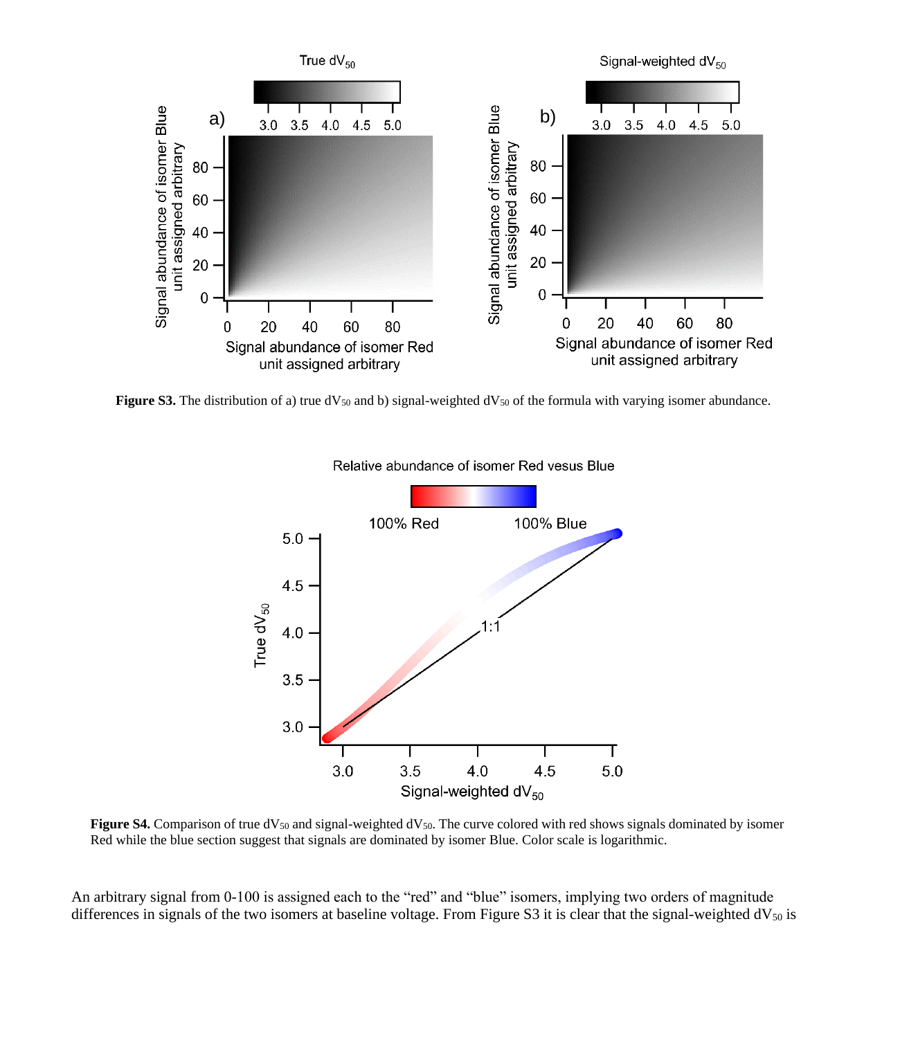**Figure S3.** The distribution of a) true $dV_{50}$ and b) signal-weighted $dV_{50}$ of the formula with varying isomer abundance.

**Figure S4.** Comparison of true $dV_{50}$ and signal-weighted $dV_{50}$. The curve colored with red shows signals dominated by isomer Red while the blue section suggest that signals are dominated by isomer Blue. Color scale is logarithmic.

An arbitrary signal from 0-100 is assigned each to the "red" and "blue" isomers, implying two orders of magnitude differences in signals of the two isomers at baseline voltage. From Figure S3 it is clear that the signal-weighted $dV_{50}$ is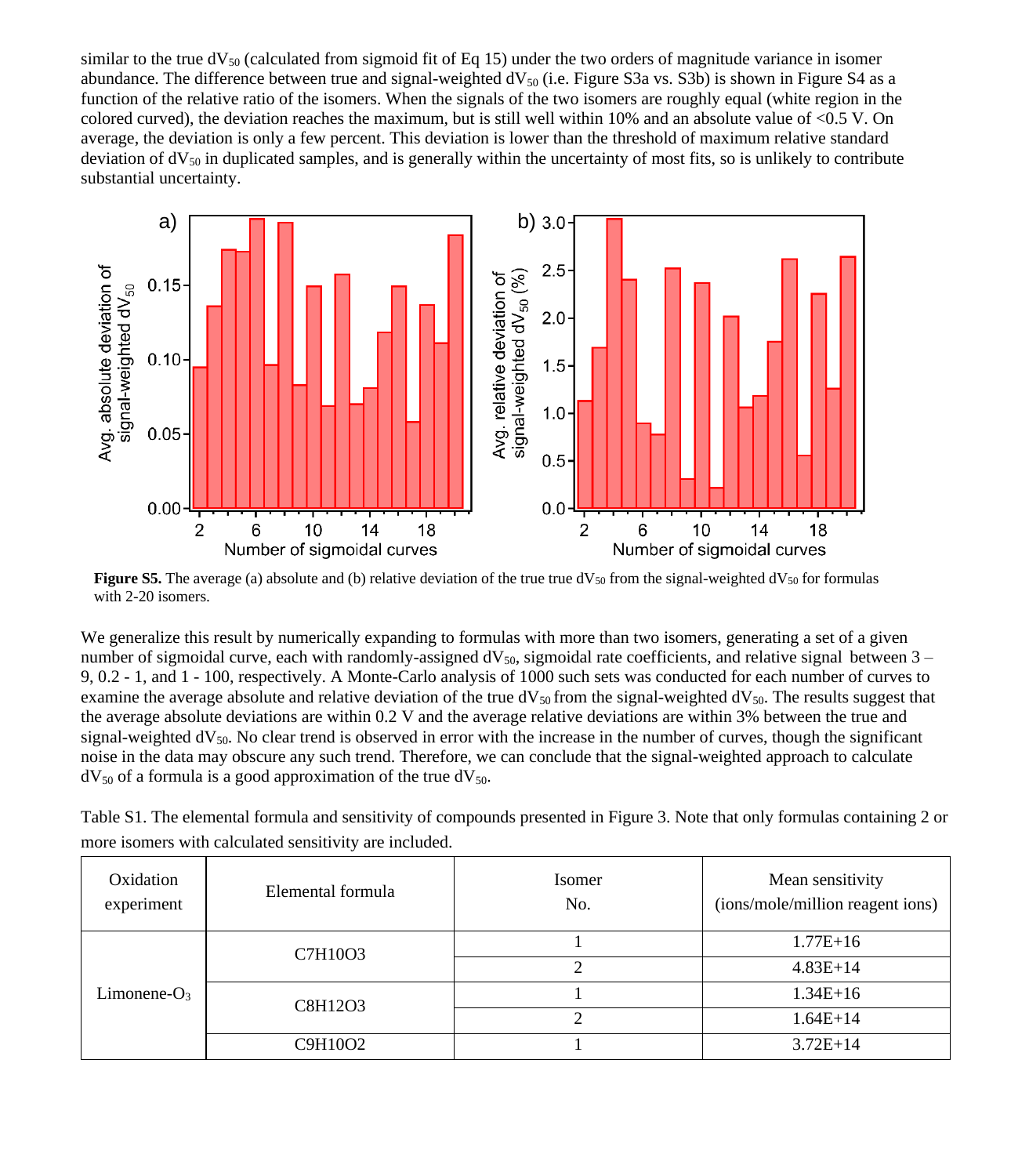similar to the true $dV_{50}$ (calculated from sigmoid fit of Eq 15) under the two orders of magnitude variance in isomer abundance. The difference between true and signal-weighted $dV_{50}$ (i.e. Figure S3a vs. S3b) is shown in Figure S4 as a function of the relative ratio of the isomers. When the signals of the two isomers are roughly equal (white region in the colored curved), the deviation reaches the maximum, but is still well within 10% and an absolute value of <0.5 V. On average, the deviation is only a few percent. This deviation is lower than the threshold of maximum relative standard deviation of $dV_{50}$ in duplicated samples, and is generally within the uncertainty of most fits, so is unlikely to contribute substantial uncertainty.

**Figure S5.** The average (a) absolute and (b) relative deviation of the true true $dV_{50}$ from the signal-weighted $dV_{50}$ for formulas with 2-20 isomers.

We generalize this result by numerically expanding to formulas with more than two isomers, generating a set of a given number of sigmoidal curve, each with randomly-assigned $dV_{50}$, sigmoidal rate coefficients, and relative signal between 3 – 9, 0.2 - 1, and 1 - 100, respectively. A Monte-Carlo analysis of 1000 such sets was conducted for each number of curves to examine the average absolute and relative deviation of the true $dV_{50}$ from the signal-weighted $dV_{50}$. The results suggest that the average absolute deviations are within 0.2 V and the average relative deviations are within 3% between the true and signal-weighted $dV_{50}$. No clear trend is observed in error with the increase in the number of curves, though the significant noise in the data may obscure any such trend. Therefore, we can conclude that the signal-weighted approach to calculate $dV_{50}$ of a formula is a good approximation of the true $dV_{50}$.

Table S1. The elemental formula and sensitivity of compounds presented in Figure 3. Note that only formulas containing 2 or more isomers with calculated sensitivity are included.

| Oxidation experiment | Elemental formula | Isomer No. | Mean sensitivity (ions/mole/million reagent ions) |
|---|---|---|---|
| Limonene-$O_3$ | C7H10O3 | 1 | 1.77E+16 |
| | | 2 | 4.83E+14 |
| | C8H12O3 | 1 | 1.34E+16 |
| | | 2 | 1.64E+14 |
| | C9H10O2 | 1 | 3.72E+14 |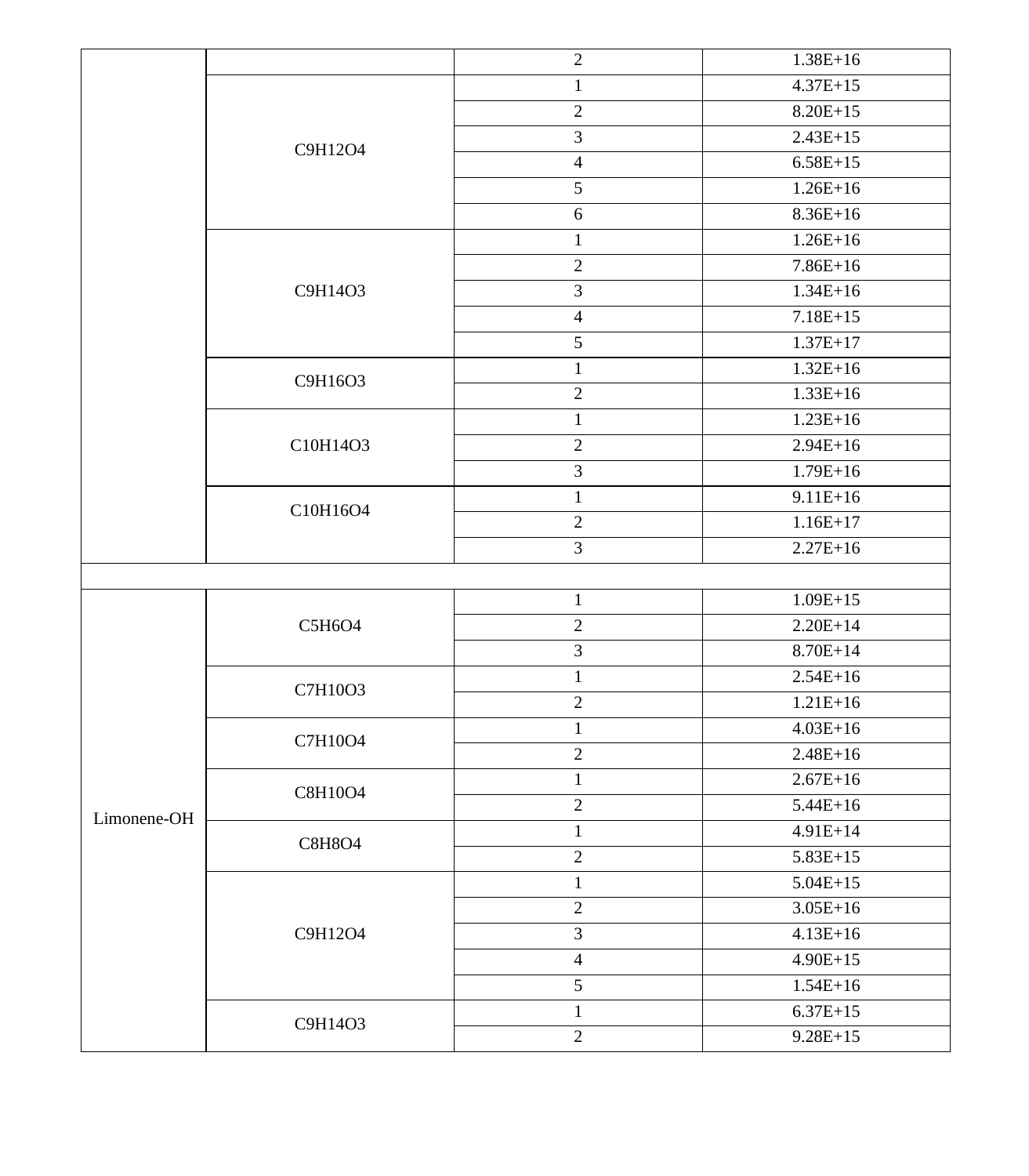| | | 2 | 1.38E+16 |
|---|---|---|---|
| | C9H12O4 | 1 | 4.37E+15 |
| | | 2 | 8.20E+15 |
| | | 3 | 2.43E+15 |
| | | 4 | 6.58E+15 |
| | | 5 | 1.26E+16 |
| | | 6 | 8.36E+16 |
| | C9H14O3 | 1 | 1.26E+16 |
| | | 2 | 7.86E+16 |
| | | 3 | 1.34E+16 |
| | | 4 | 7.18E+15 |
| | | 5 | 1.37E+17 |
| | C9H16O3 | 1 | 1.32E+16 |
| | | 2 | 1.33E+16 |
| | C10H14O3 | 1 | 1.23E+16 |
| | | 2 | 2.94E+16 |
| | | 3 | 1.79E+16 |
| | C10H16O4 | 1 | 9.11E+16 |
| | | 2 | 1.16E+17 |
| | | 3 | 2.27E+16 |
| | | | |
| Limonene-OH | C5H6O4 | 1 | 1.09E+15 |
| | | 2 | 2.20E+14 |
| | | 3 | 8.70E+14 |
| | C7H10O3 | 1 | 2.54E+16 |
| | | 2 | 1.21E+16 |
| | C7H10O4 | 1 | 4.03E+16 |
| | | 2 | 2.48E+16 |
| | C8H10O4 | 1 | 2.67E+16 |
| | | 2 | 5.44E+16 |
| | C8H8O4 | 1 | 4.91E+14 |
| | | 2 | 5.83E+15 |
| | C9H12O4 | 1 | 5.04E+15 |
| | | 2 | 3.05E+16 |
| | | 3 | 4.13E+16 |
| | | 4 | 4.90E+15 |
| | | 5 | 1.54E+16 |
| | C9H14O3 | 1 | 6.37E+15 |
| | | 2 | 9.28E+15 |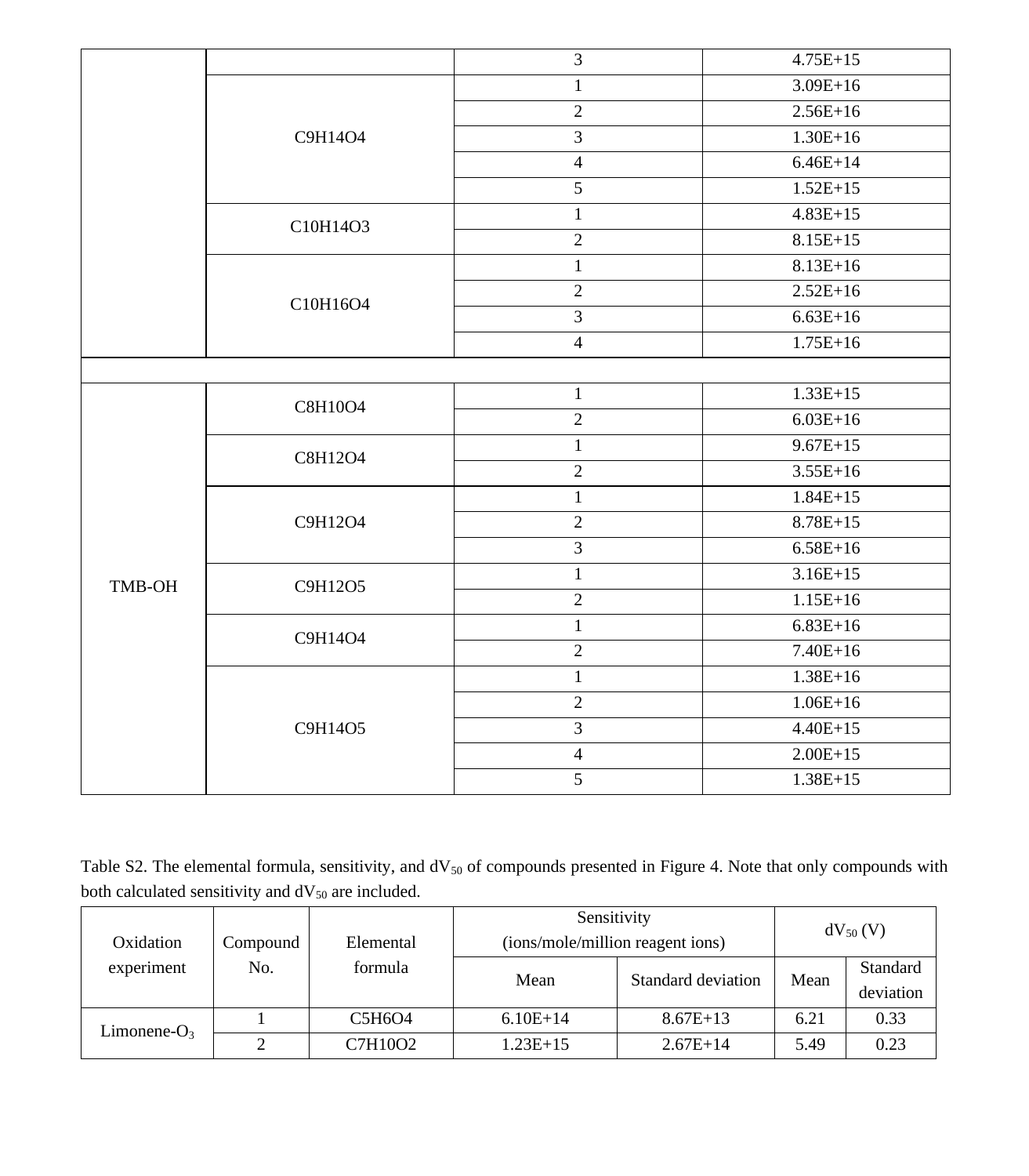| | | 3 | 4.75E+15 |
|---|---|---|---|
| | C9H14O4 | 1 | 3.09E+16 |
| | | 2 | 2.56E+16 |
| | | 3 | 1.30E+16 |
| | | 4 | 6.46E+14 |
| | | 5 | 1.52E+15 |
| | C10H14O3 | 1 | 4.83E+15 |
| | | 2 | 8.15E+15 |
| | C10H16O4 | 1 | 8.13E+16 |
| | | 2 | 2.52E+16 |
| | | 3 | 6.63E+16 |
| | | 4 | 1.75E+16 |
| | | | |
| TMB-OH | C8H10O4 | 1 | 1.33E+15 |
| | | 2 | 6.03E+16 |
| | C8H12O4 | 1 | 9.67E+15 |
| | | 2 | 3.55E+16 |
| | C9H12O4 | 1 | 1.84E+15 |
| | | 2 | 8.78E+15 |
| | | 3 | 6.58E+16 |
| | C9H12O5 | 1 | 3.16E+15 |
| | | 2 | 1.15E+16 |
| | C9H14O4 | 1 | 6.83E+16 |
| | | 2 | 7.40E+16 |
| | C9H14O5 | 1 | 1.38E+16 |
| | | 2 | 1.06E+16 |
| | | 3 | 4.40E+15 |
| | | 4 | 2.00E+15 |
| | | 5 | 1.38E+15 |

Table S2. The elemental formula, sensitivity, and $dV_{50}$ of compounds presented in Figure 4. Note that only compounds with both calculated sensitivity and $dV_{50}$ are included.

| Oxidation experiment | Compound No. | Elemental formula | Sensitivity (ions/mole/million reagent ions) | | $dV_{50}$ (V) | |
|---|---|---|---|---|---|---|
| | | | Mean | Standard deviation | Mean | Standard deviation |
| Limonene-$O_3$ | 1 | C5H6O4 | 6.10E+14 | 8.67E+13 | 6.21 | 0.33 |
| | 2 | C7H10O2 | 1.23E+15 | 2.67E+14 | 5.49 | 0.23 |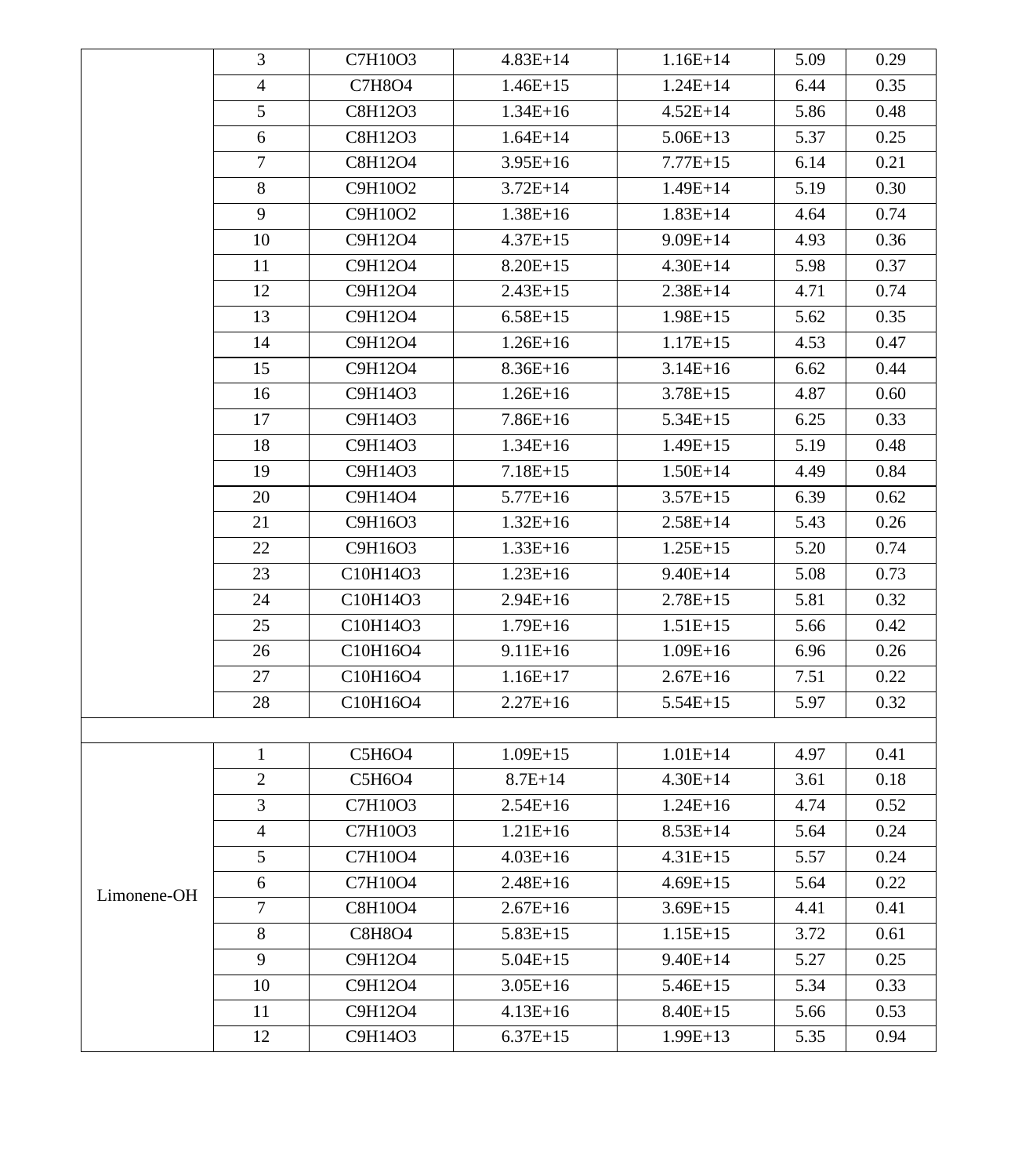| | | | | | | |
|---|---|---|---|---|---|---|
| | 3 | $C_7H_{10}O_3$ | 4.83E+14 | 1.16E+14 | 5.09 | 0.29 |
| | 4 | $C_7H_8O_4$ | 1.46E+15 | 1.24E+14 | 6.44 | 0.35 |
| | 5 | $C_8H_{12}O_3$ | 1.34E+16 | 4.52E+14 | 5.86 | 0.48 |
| | 6 | $C_8H_{12}O_3$ | 1.64E+14 | 5.06E+13 | 5.37 | 0.25 |
| | 7 | $C_8H_{12}O_4$ | 3.95E+16 | 7.77E+15 | 6.14 | 0.21 |
| | 8 | $C_9H_{10}O_2$ | 3.72E+14 | 1.49E+14 | 5.19 | 0.30 |
| | 9 | $C_9H_{10}O_2$ | 1.38E+16 | 1.83E+14 | 4.64 | 0.74 |
| | 10 | $C_9H_{12}O_4$ | 4.37E+15 | 9.09E+14 | 4.93 | 0.36 |
| | 11 | $C_9H_{12}O_4$ | 8.20E+15 | 4.30E+14 | 5.98 | 0.37 |
| | 12 | $C_9H_{12}O_4$ | 2.43E+15 | 2.38E+14 | 4.71 | 0.74 |
| | 13 | $C_9H_{12}O_4$ | 6.58E+15 | 1.98E+15 | 5.62 | 0.35 |
| | 14 | $C_9H_{12}O_4$ | 1.26E+16 | 1.17E+15 | 4.53 | 0.47 |
| | 15 | $C_9H_{12}O_4$ | 8.36E+16 | 3.14E+16 | 6.62 | 0.44 |
| | 16 | $C_9H_{14}O_3$ | 1.26E+16 | 3.78E+15 | 4.87 | 0.60 |
| | 17 | $C_9H_{14}O_3$ | 7.86E+16 | 5.34E+15 | 6.25 | 0.33 |
| | 18 | $C_9H_{14}O_3$ | 1.34E+16 | 1.49E+15 | 5.19 | 0.48 |
| | 19 | $C_9H_{14}O_3$ | 7.18E+15 | 1.50E+14 | 4.49 | 0.84 |
| | 20 | $C_9H_{14}O_4$ | 5.77E+16 | 3.57E+15 | 6.39 | 0.62 |
| | 21 | $C_9H_{16}O_3$ | 1.32E+16 | 2.58E+14 | 5.43 | 0.26 |
| | 22 | $C_9H_{16}O_3$ | 1.33E+16 | 1.25E+15 | 5.20 | 0.74 |
| | 23 | $C_{10}H_{14}O_3$ | 1.23E+16 | 9.40E+14 | 5.08 | 0.73 |
| | 24 | $C_{10}H_{14}O_3$ | 2.94E+16 | 2.78E+15 | 5.81 | 0.32 |
| | 25 | $C_{10}H_{14}O_3$ | 1.79E+16 | 1.51E+15 | 5.66 | 0.42 |
| | 26 | $C_{10}H_{16}O_4$ | 9.11E+16 | 1.09E+16 | 6.96 | 0.26 |
| | 27 | $C_{10}H_{16}O_4$ | 1.16E+17 | 2.67E+16 | 7.51 | 0.22 |
| | 28 | $C_{10}H_{16}O_4$ | 2.27E+16 | 5.54E+15 | 5.97 | 0.32 |
| | | | | | | |
| Limonene-OH | 1 | $C_5H_6O_4$ | 1.09E+15 | 1.01E+14 | 4.97 | 0.41 |
| | 2 | $C_5H_6O_4$ | 8.7E+14 | 4.30E+14 | 3.61 | 0.18 |
| | 3 | $C_7H_{10}O_3$ | 2.54E+16 | 1.24E+16 | 4.74 | 0.52 |
| | 4 | $C_7H_{10}O_3$ | 1.21E+16 | 8.53E+14 | 5.64 | 0.24 |
| | 5 | $C_7H_{10}O_4$ | 4.03E+16 | 4.31E+15 | 5.57 | 0.24 |
| | 6 | $C_7H_{10}O_4$ | 2.48E+16 | 4.69E+15 | 5.64 | 0.22 |
| | 7 | $C_8H_{10}O_4$ | 2.67E+16 | 3.69E+15 | 4.41 | 0.41 |
| | 8 | $C_8H_8O_4$ | 5.83E+15 | 1.15E+15 | 3.72 | 0.61 |
| | 9 | $C_9H_{12}O_4$ | 5.04E+15 | 9.40E+14 | 5.27 | 0.25 |
| | 10 | $C_9H_{12}O_4$ | 3.05E+16 | 5.46E+15 | 5.34 | 0.33 |
| | 11 | $C_9H_{12}O_4$ | 4.13E+16 | 8.40E+15 | 5.66 | 0.53 |
| | 12 | $C_9H_{14}O_3$ | 6.37E+15 | 1.99E+13 | 5.35 | 0.94 |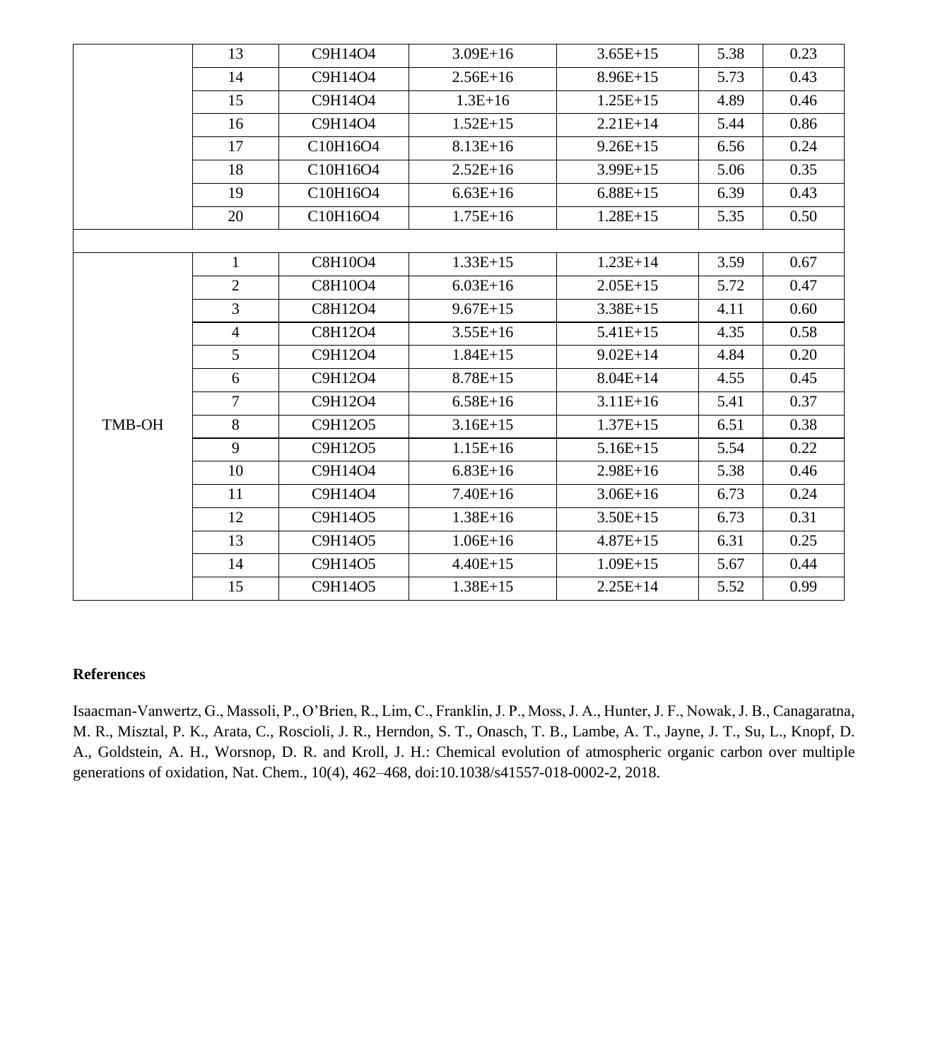| | | | | | | |
|---|---|---|---|---|---|---|
| | 13 | $C_9H_{14}O_4$ | 3.09E+16 | 3.65E+15 | 5.38 | 0.23 |
| | 14 | $C_9H_{14}O_4$ | 2.56E+16 | 8.96E+15 | 5.73 | 0.43 |
| | 15 | $C_9H_{14}O_4$ | 1.3E+16 | 1.25E+15 | 4.89 | 0.46 |
| | 16 | $C_9H_{14}O_4$ | 1.52E+15 | 2.21E+14 | 5.44 | 0.86 |
| | 17 | $C_{10}H_{16}O_4$ | 8.13E+16 | 9.26E+15 | 6.56 | 0.24 |
| | 18 | $C_{10}H_{16}O_4$ | 2.52E+16 | 3.99E+15 | 5.06 | 0.35 |
| | 19 | $C_{10}H_{16}O_4$ | 6.63E+16 | 6.88E+15 | 6.39 | 0.43 |
| | 20 | $C_{10}H_{16}O_4$ | 1.75E+16 | 1.28E+15 | 5.35 | 0.50 |
| | | | | | | |
| TMB-OH | 1 | $C_8H_{10}O_4$ | 1.33E+15 | 1.23E+14 | 3.59 | 0.67 |
| | 2 | $C_8H_{10}O_4$ | 6.03E+16 | 2.05E+15 | 5.72 | 0.47 |
| | 3 | $C_8H_{12}O_4$ | 9.67E+15 | 3.38E+15 | 4.11 | 0.60 |
| | 4 | $C_8H_{12}O_4$ | 3.55E+16 | 5.41E+15 | 4.35 | 0.58 |
| | 5 | $C_9H_{12}O_4$ | 1.84E+15 | 9.02E+14 | 4.84 | 0.20 |
| | 6 | $C_9H_{12}O_4$ | 8.78E+15 | 8.04E+14 | 4.55 | 0.45 |
| | 7 | $C_9H_{12}O_4$ | 6.58E+16 | 3.11E+16 | 5.41 | 0.37 |
| | 8 | $C_9H_{12}O_5$ | 3.16E+15 | 1.37E+15 | 6.51 | 0.38 |
| | 9 | $C_9H_{12}O_5$ | 1.15E+16 | 5.16E+15 | 5.54 | 0.22 |
| | 10 | $C_9H_{14}O_4$ | 6.83E+16 | 2.98E+16 | 5.38 | 0.46 |
| | 11 | $C_9H_{14}O_4$ | 7.40E+16 | 3.06E+16 | 6.73 | 0.24 |
| | 12 | $C_9H_{14}O_5$ | 1.38E+16 | 3.50E+15 | 6.73 | 0.31 |
| | 13 | $C_9H_{14}O_5$ | 1.06E+16 | 4.87E+15 | 6.31 | 0.25 |
| | 14 | $C_9H_{14}O_5$ | 4.40E+15 | 1.09E+15 | 5.67 | 0.44 |
| | 15 | $C_9H_{14}O_5$ | 1.38E+15 | 2.25E+14 | 5.52 | 0.99 |

**References**

Isaacman-Vanwertz, G., Massoli, P., O'Brien, R., Lim, C., Franklin, J. P., Moss, J. A., Hunter, J. F., Nowak, J. B., Canagaratna, M. R., Misztal, P. K., Arata, C., Roscioli, J. R., Herndon, S. T., Onasch, T. B., Lambe, A. T., Jayne, J. T., Su, L., Knopf, D. A., Goldstein, A. H., Worsnop, D. R. and Kroll, J. H.: Chemical evolution of atmospheric organic carbon over multiple generations of oxidation, Nat. Chem., 10(4), 462–468, doi:10.1038/s41557-018-0002-2, 2018.